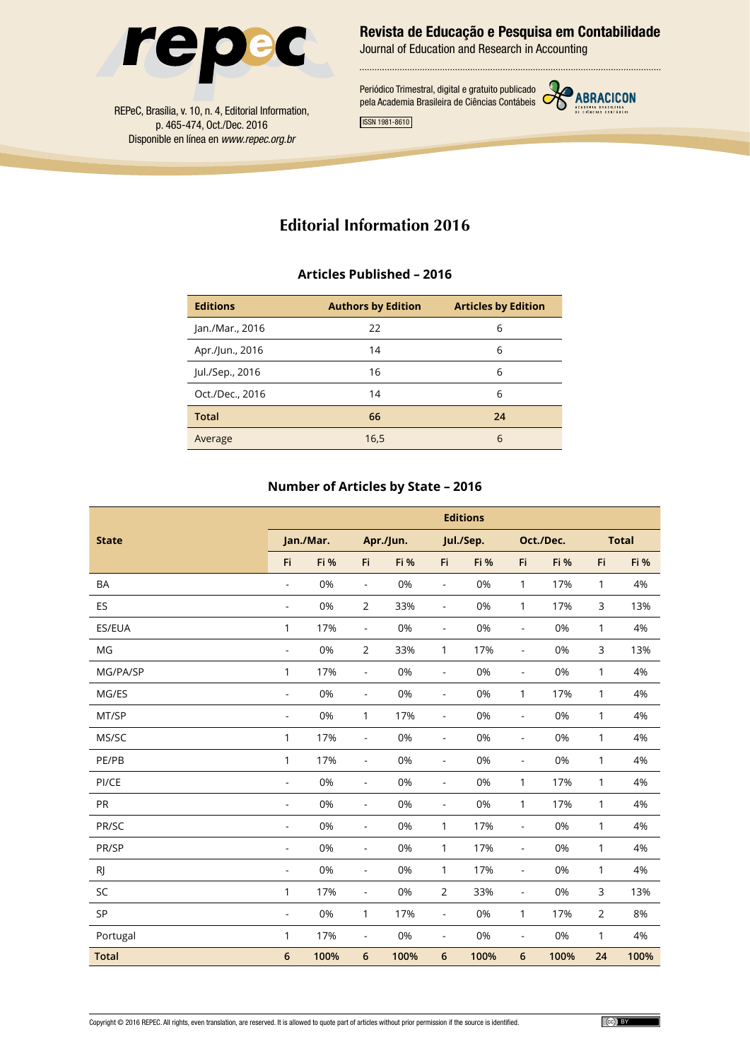# Editorial Information 2016

### Articles Published – 2016

| Editions | Authors by Edition | Articles by Edition |
|---|---|---|
| Jan./Mar., 2016 | 22 | 6 |
| Apr./Jun., 2016 | 14 | 6 |
| Jul./Sep., 2016 | 16 | 6 |
| Oct./Dec., 2016 | 14 | 6 |
| **Total** | **66** | **24** |
| Average | 16,5 | 6 |

### Number of Articles by State – 2016

| State | Editions | | | | | | | | | |
|---|---|---|---|---|---|---|---|---|---|---|
| | Jan./Mar. | | Apr./Jun. | | Jul./Sep. | | Oct./Dec. | | Total | |
| | Fi | Fi % | Fi | Fi % | Fi | Fi % | Fi | Fi % | Fi | Fi % |
| BA | - | 0% | - | 0% | - | 0% | 1 | 17% | 1 | 4% |
| ES | - | 0% | 2 | 33% | - | 0% | 1 | 17% | 3 | 13% |
| ES/EUA | 1 | 17% | - | 0% | - | 0% | - | 0% | 1 | 4% |
| MG | - | 0% | 2 | 33% | 1 | 17% | - | 0% | 3 | 13% |
| MG/PA/SP | 1 | 17% | - | 0% | - | 0% | - | 0% | 1 | 4% |
| MG/ES | - | 0% | - | 0% | - | 0% | 1 | 17% | 1 | 4% |
| MT/SP | - | 0% | 1 | 17% | - | 0% | - | 0% | 1 | 4% |
| MS/SC | 1 | 17% | - | 0% | - | 0% | - | 0% | 1 | 4% |
| PE/PB | 1 | 17% | - | 0% | - | 0% | - | 0% | 1 | 4% |
| PI/CE | - | 0% | - | 0% | - | 0% | 1 | 17% | 1 | 4% |
| PR | - | 0% | - | 0% | - | 0% | 1 | 17% | 1 | 4% |
| PR/SC | - | 0% | - | 0% | 1 | 17% | - | 0% | 1 | 4% |
| PR/SP | - | 0% | - | 0% | 1 | 17% | - | 0% | 1 | 4% |
| RJ | - | 0% | - | 0% | 1 | 17% | - | 0% | 1 | 4% |
| SC | 1 | 17% | - | 0% | 2 | 33% | - | 0% | 3 | 13% |
| SP | - | 0% | 1 | 17% | - | 0% | 1 | 17% | 2 | 8% |
| Portugal | 1 | 17% | - | 0% | - | 0% | - | 0% | 1 | 4% |
| **Total** | **6** | **100%** | **6** | **100%** | **6** | **100%** | **6** | **100%** | **24** | **100%** |

Copyright © 2016 REPEC. All rights, even translation, are reserved. It is allowed to quote part of articles without prior permission if the source is identified.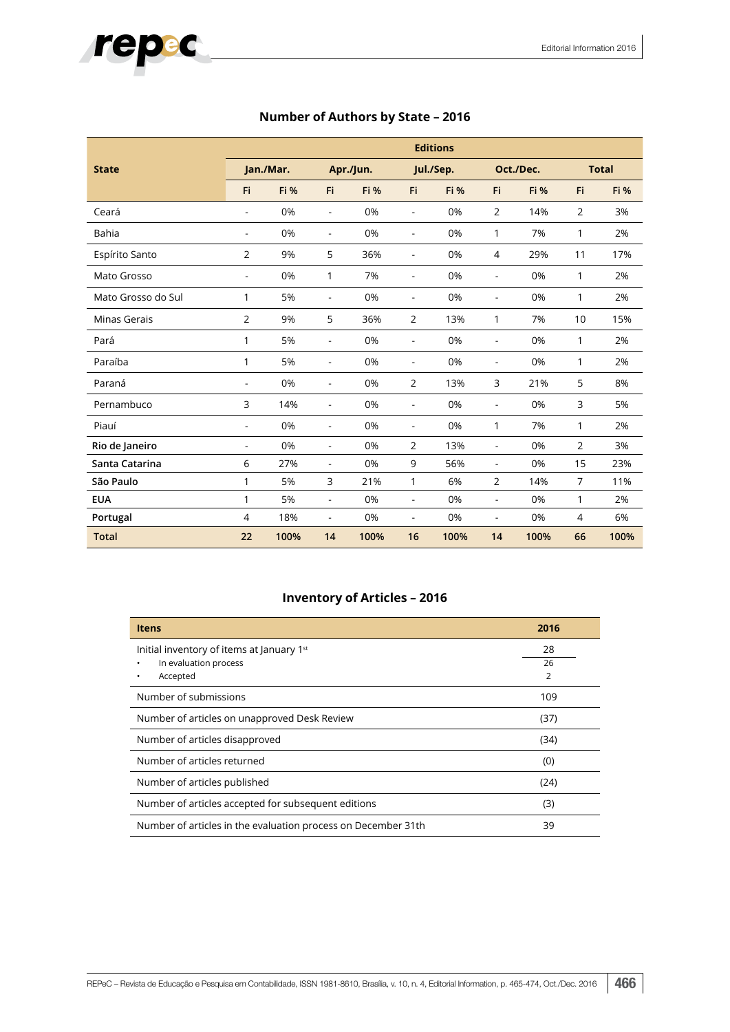## Number of Authors by State – 2016

| State | Editions | | | | | | | | | |
|---|---|---|---|---|---|---|---|---|---|---|
| | Jan./Mar. | | Apr./Jun. | | Jul./Sep. | | Oct./Dec. | | Total | |
| | Fi | Fi % | Fi | Fi % | Fi | Fi % | Fi | Fi % | Fi | Fi % |
| Ceará | - | 0% | - | 0% | - | 0% | 2 | 14% | 2 | 3% |
| Bahia | - | 0% | - | 0% | - | 0% | 1 | 7% | 1 | 2% |
| Espírito Santo | 2 | 9% | 5 | 36% | - | 0% | 4 | 29% | 11 | 17% |
| Mato Grosso | - | 0% | 1 | 7% | - | 0% | - | 0% | 1 | 2% |
| Mato Grosso do Sul | 1 | 5% | - | 0% | - | 0% | - | 0% | 1 | 2% |
| Minas Gerais | 2 | 9% | 5 | 36% | 2 | 13% | 1 | 7% | 10 | 15% |
| Pará | 1 | 5% | - | 0% | - | 0% | - | 0% | 1 | 2% |
| Paraíba | 1 | 5% | - | 0% | - | 0% | - | 0% | 1 | 2% |
| Paraná | - | 0% | - | 0% | 2 | 13% | 3 | 21% | 5 | 8% |
| Pernambuco | 3 | 14% | - | 0% | - | 0% | - | 0% | 3 | 5% |
| Piauí | - | 0% | - | 0% | - | 0% | 1 | 7% | 1 | 2% |
| Rio de Janeiro | - | 0% | - | 0% | 2 | 13% | - | 0% | 2 | 3% |
| Santa Catarina | 6 | 27% | - | 0% | 9 | 56% | - | 0% | 15 | 23% |
| São Paulo | 1 | 5% | 3 | 21% | 1 | 6% | 2 | 14% | 7 | 11% |
| EUA | 1 | 5% | - | 0% | - | 0% | - | 0% | 1 | 2% |
| Portugal | 4 | 18% | - | 0% | - | 0% | - | 0% | 4 | 6% |
| **Total** | **22** | **100%** | **14** | **100%** | **16** | **100%** | **14** | **100%** | **66** | **100%** |

## Inventory of Articles – 2016

| Items | 2016 |
|---|---|
| Initial inventory of items at January 1st | 28 |
| • In evaluation process | 26 |
| • Accepted | 2 |
| Number of submissions | 109 |
| Number of articles on unapproved Desk Review | (37) |
| Number of articles disapproved | (34) |
| Number of articles returned | (0) |
| Number of articles published | (24) |
| Number of articles accepted for subsequent editions | (3) |
| Number of articles in the evaluation process on December 31th | 39 |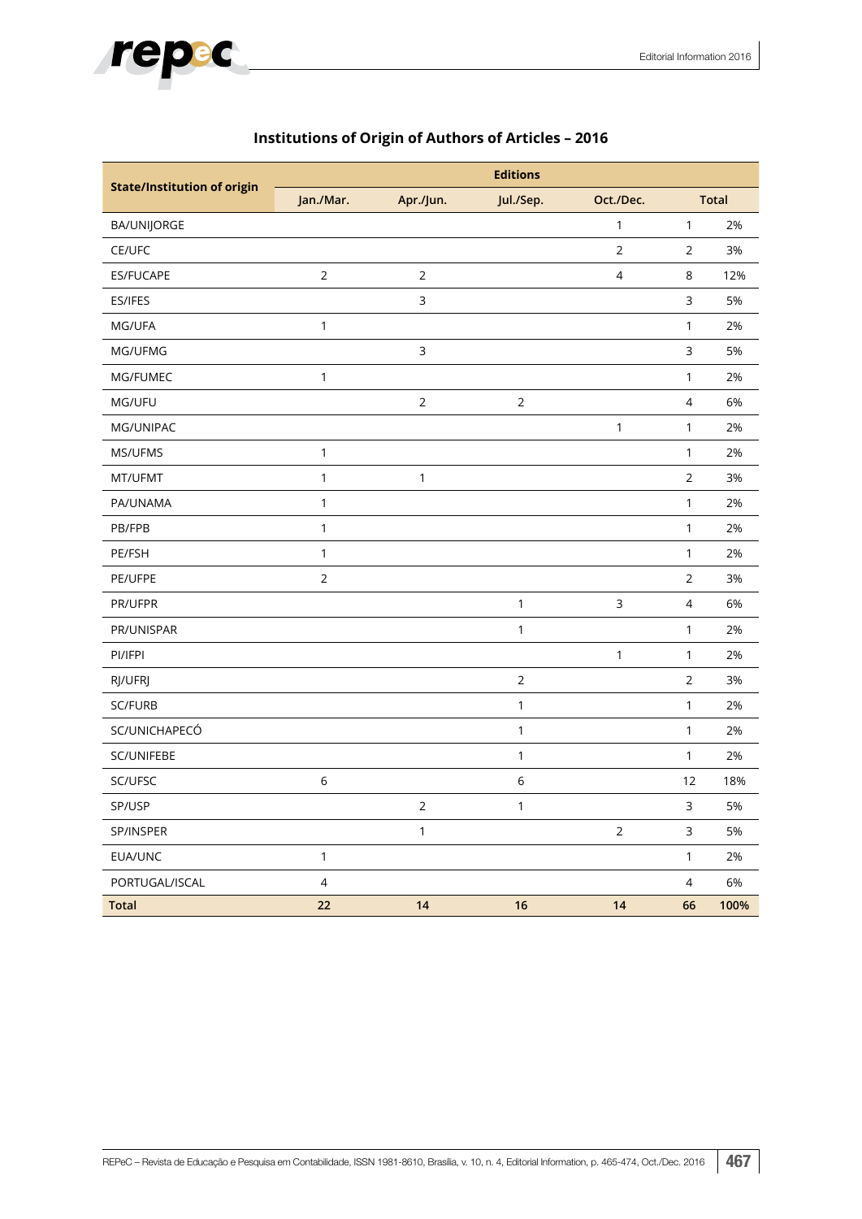## Institutions of Origin of Authors of Articles – 2016

| State/Institution of origin | Editions | | | | | |
|---|---|---|---|---|---|---|
| | Jan./Mar. | Apr./Jun. | Jul./Sep. | Oct./Dec. | Total | |
| BA/UNIJORGE | | | | 1 | 1 | 2% |
| CE/UFC | | | | 2 | 2 | 3% |
| ES/FUCAPE | 2 | 2 | | 4 | 8 | 12% |
| ES/IFES | | 3 | | | 3 | 5% |
| MG/UFA | 1 | | | | 1 | 2% |
| MG/UFMG | | 3 | | | 3 | 5% |
| MG/FUMEC | 1 | | | | 1 | 2% |
| MG/UFU | | 2 | 2 | | 4 | 6% |
| MG/UNIPAC | | | | 1 | 1 | 2% |
| MS/UFMS | 1 | | | | 1 | 2% |
| MT/UFMT | 1 | 1 | | | 2 | 3% |
| PA/UNAMA | 1 | | | | 1 | 2% |
| PB/FPB | 1 | | | | 1 | 2% |
| PE/FSH | 1 | | | | 1 | 2% |
| PE/UFPE | 2 | | | | 2 | 3% |
| PR/UFPR | | | 1 | 3 | 4 | 6% |
| PR/UNISPAR | | | 1 | | 1 | 2% |
| PI/IFPI | | | | 1 | 1 | 2% |
| RJ/UFRJ | | | 2 | | 2 | 3% |
| SC/FURB | | | 1 | | 1 | 2% |
| SC/UNICHAPECÓ | | | 1 | | 1 | 2% |
| SC/UNIFEBE | | | 1 | | 1 | 2% |
| SC/UFSC | 6 | | 6 | | 12 | 18% |
| SP/USP | | 2 | 1 | | 3 | 5% |
| SP/INSPER | | 1 | | 2 | 3 | 5% |
| EUA/UNC | 1 | | | | 1 | 2% |
| PORTUGAL/ISCAL | 4 | | | | 4 | 6% |
| **Total** | **22** | **14** | **16** | **14** | **66** | **100%** |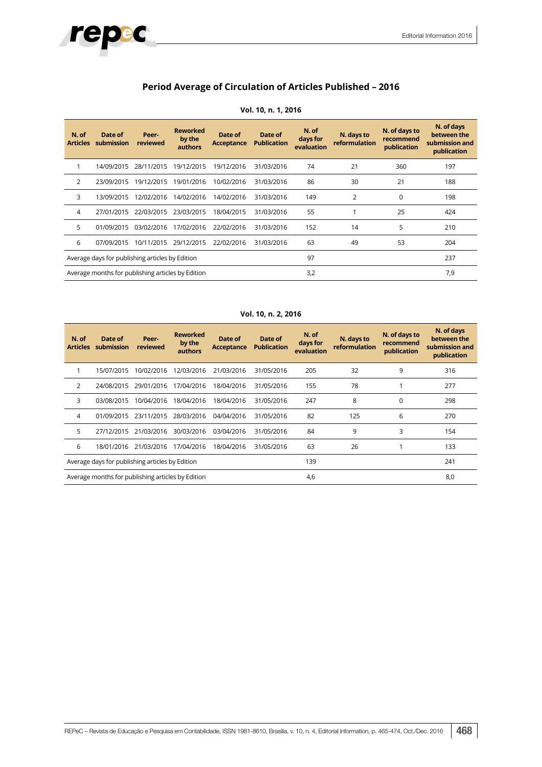## Period Average of Circulation of Articles Published – 2016

**Vol. 10, n. 1, 2016**

| N. of Articles | Date of submission | Peer-reviewed | Reworked by the authors | Date of Acceptance | Date of Publication | N. of days for evaluation | N. days to reformulation | N. of days to recommend publication | N. of days between the submission and publication |
|---|---|---|---|---|---|---|---|---|---|
| 1 | 14/09/2015 | 28/11/2015 | 19/12/2015 | 19/12/2016 | 31/03/2016 | 74 | 21 | 360 | 197 |
| 2 | 23/09/2015 | 19/12/2015 | 19/01/2016 | 10/02/2016 | 31/03/2016 | 86 | 30 | 21 | 188 |
| 3 | 13/09/2015 | 12/02/2016 | 14/02/2016 | 14/02/2016 | 31/03/2016 | 149 | 2 | 0 | 198 |
| 4 | 27/01/2015 | 22/03/2015 | 23/03/2015 | 18/04/2015 | 31/03/2016 | 55 | 1 | 25 | 424 |
| 5 | 01/09/2015 | 03/02/2016 | 17/02/2016 | 22/02/2016 | 31/03/2016 | 152 | 14 | 5 | 210 |
| 6 | 07/09/2015 | 10/11/2015 | 29/12/2015 | 22/02/2016 | 31/03/2016 | 63 | 49 | 53 | 204 |
| Average days for publishing articles by Edition | | | | | | 97 | | | 237 |
| Average months for publishing articles by Edition | | | | | | 3,2 | | | 7,9 |

**Vol. 10, n. 2, 2016**

| N. of Articles | Date of submission | Peer-reviewed | Reworked by the authors | Date of Acceptance | Date of Publication | N. of days for evaluation | N. days to reformulation | N. of days to recommend publication | N. of days between the submission and publication |
|---|---|---|---|---|---|---|---|---|---|
| 1 | 15/07/2015 | 10/02/2016 | 12/03/2016 | 21/03/2016 | 31/05/2016 | 205 | 32 | 9 | 316 |
| 2 | 24/08/2015 | 29/01/2016 | 17/04/2016 | 18/04/2016 | 31/05/2016 | 155 | 78 | 1 | 277 |
| 3 | 03/08/2015 | 10/04/2016 | 18/04/2016 | 18/04/2016 | 31/05/2016 | 247 | 8 | 0 | 298 |
| 4 | 01/09/2015 | 23/11/2015 | 28/03/2016 | 04/04/2016 | 31/05/2016 | 82 | 125 | 6 | 270 |
| 5 | 27/12/2015 | 21/03/2016 | 30/03/2016 | 03/04/2016 | 31/05/2016 | 84 | 9 | 3 | 154 |
| 6 | 18/01/2016 | 21/03/2016 | 17/04/2016 | 18/04/2016 | 31/05/2016 | 63 | 26 | 1 | 133 |
| Average days for publishing articles by Edition | | | | | | 139 | | | 241 |
| Average months for publishing articles by Edition | | | | | | 4,6 | | | 8,0 |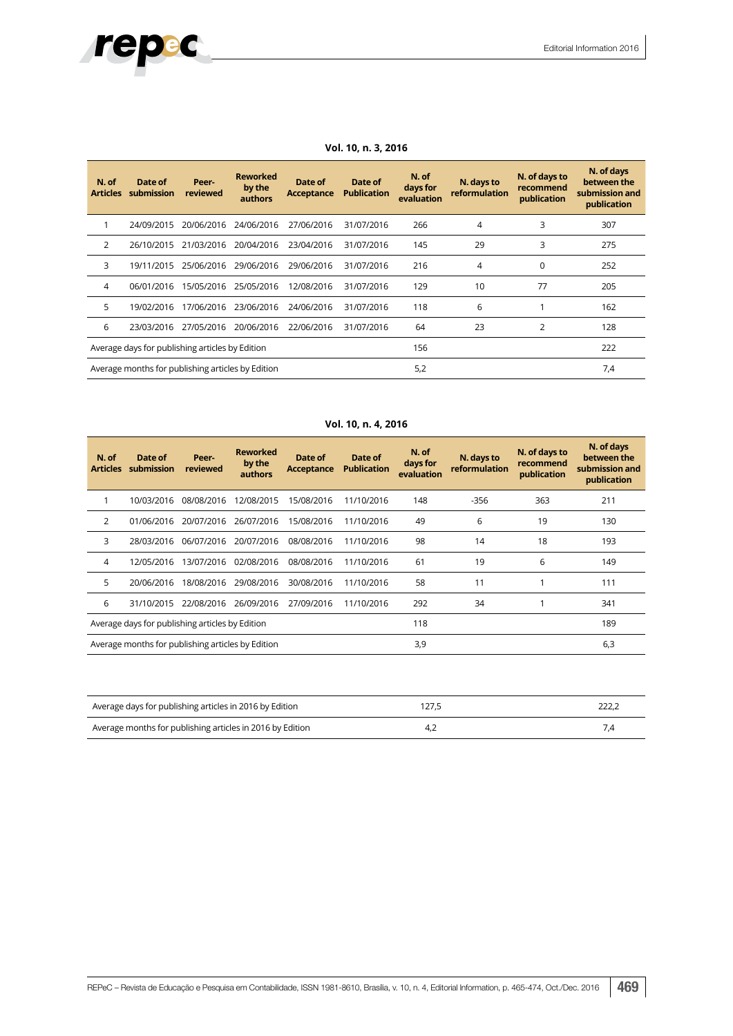**Vol. 10, n. 3, 2016**

| N. of Articles | Date of submission | Peer-reviewed | Reworked by the authors | Date of Acceptance | Date of Publication | N. of days for evaluation | N. days to reformulation | N. of days to recommend publication | N. of days between the submission and publication |
|---|---|---|---|---|---|---|---|---|---|
| 1 | 24/09/2015 | 20/06/2016 | 24/06/2016 | 27/06/2016 | 31/07/2016 | 266 | 4 | 3 | 307 |
| 2 | 26/10/2015 | 21/03/2016 | 20/04/2016 | 23/04/2016 | 31/07/2016 | 145 | 29 | 3 | 275 |
| 3 | 19/11/2015 | 25/06/2016 | 29/06/2016 | 29/06/2016 | 31/07/2016 | 216 | 4 | 0 | 252 |
| 4 | 06/01/2016 | 15/05/2016 | 25/05/2016 | 12/08/2016 | 31/07/2016 | 129 | 10 | 77 | 205 |
| 5 | 19/02/2016 | 17/06/2016 | 23/06/2016 | 24/06/2016 | 31/07/2016 | 118 | 6 | 1 | 162 |
| 6 | 23/03/2016 | 27/05/2016 | 20/06/2016 | 22/06/2016 | 31/07/2016 | 64 | 23 | 2 | 128 |
| Average days for publishing articles by Edition | | | | | | 156 | | | 222 |
| Average months for publishing articles by Edition | | | | | | 5,2 | | | 7,4 |

**Vol. 10, n. 4, 2016**

| N. of Articles | Date of submission | Peer-reviewed | Reworked by the authors | Date of Acceptance | Date of Publication | N. of days for evaluation | N. days to reformulation | N. of days to recommend publication | N. of days between the submission and publication |
|---|---|---|---|---|---|---|---|---|---|
| 1 | 10/03/2016 | 08/08/2016 | 12/08/2015 | 15/08/2016 | 11/10/2016 | 148 | -356 | 363 | 211 |
| 2 | 01/06/2016 | 20/07/2016 | 26/07/2016 | 15/08/2016 | 11/10/2016 | 49 | 6 | 19 | 130 |
| 3 | 28/03/2016 | 06/07/2016 | 20/07/2016 | 08/08/2016 | 11/10/2016 | 98 | 14 | 18 | 193 |
| 4 | 12/05/2016 | 13/07/2016 | 02/08/2016 | 08/08/2016 | 11/10/2016 | 61 | 19 | 6 | 149 |
| 5 | 20/06/2016 | 18/08/2016 | 29/08/2016 | 30/08/2016 | 11/10/2016 | 58 | 11 | 1 | 111 |
| 6 | 31/10/2015 | 22/08/2016 | 26/09/2016 | 27/09/2016 | 11/10/2016 | 292 | 34 | 1 | 341 |
| Average days for publishing articles by Edition | | | | | | 118 | | | 189 |
| Average months for publishing articles by Edition | | | | | | 3,9 | | | 6,3 |

| | | |
|---|---|---|
| Average days for publishing articles in 2016 by Edition | 127,5 | 222,2 |
| Average months for publishing articles in 2016 by Edition | 4,2 | 7,4 |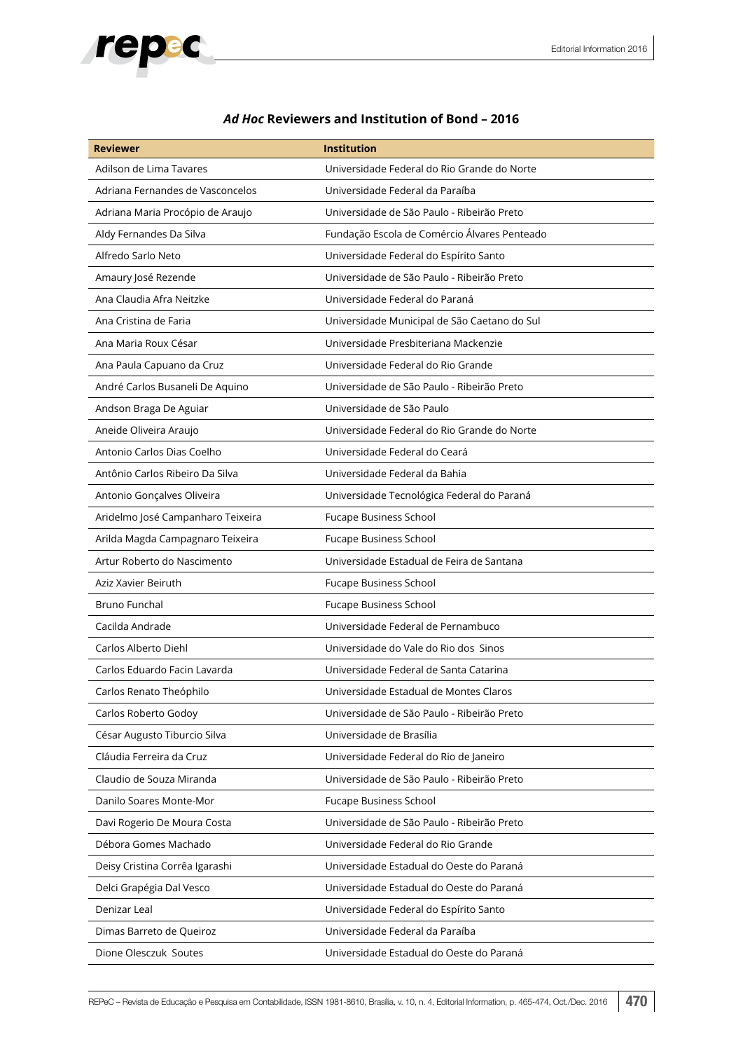### *Ad Hoc* Reviewers and Institution of Bond – 2016

| Reviewer | Institution |
|---|---|
| Adilson de Lima Tavares | Universidade Federal do Rio Grande do Norte |
| Adriana Fernandes de Vasconcelos | Universidade Federal da Paraíba |
| Adriana Maria Procópio de Araujo | Universidade de São Paulo - Ribeirão Preto |
| Aldy Fernandes Da Silva | Fundação Escola de Comércio Álvares Penteado |
| Alfredo Sarlo Neto | Universidade Federal do Espírito Santo |
| Amaury José Rezende | Universidade de São Paulo - Ribeirão Preto |
| Ana Claudia Afra Neitzke | Universidade Federal do Paraná |
| Ana Cristina de Faria | Universidade Municipal de São Caetano do Sul |
| Ana Maria Roux César | Universidade Presbiteriana Mackenzie |
| Ana Paula Capuano da Cruz | Universidade Federal do Rio Grande |
| André Carlos Busaneli De Aquino | Universidade de São Paulo - Ribeirão Preto |
| Andson Braga De Aguiar | Universidade de São Paulo |
| Aneide Oliveira Araujo | Universidade Federal do Rio Grande do Norte |
| Antonio Carlos Dias Coelho | Universidade Federal do Ceará |
| Antônio Carlos Ribeiro Da Silva | Universidade Federal da Bahia |
| Antonio Gonçalves Oliveira | Universidade Tecnológica Federal do Paraná |
| Aridelmo José Campanharo Teixeira | Fucape Business School |
| Arilda Magda Campagnaro Teixeira | Fucape Business School |
| Artur Roberto do Nascimento | Universidade Estadual de Feira de Santana |
| Aziz Xavier Beiruth | Fucape Business School |
| Bruno Funchal | Fucape Business School |
| Cacilda Andrade | Universidade Federal de Pernambuco |
| Carlos Alberto Diehl | Universidade do Vale do Rio dos Sinos |
| Carlos Eduardo Facin Lavarda | Universidade Federal de Santa Catarina |
| Carlos Renato Theóphilo | Universidade Estadual de Montes Claros |
| Carlos Roberto Godoy | Universidade de São Paulo - Ribeirão Preto |
| César Augusto Tiburcio Silva | Universidade de Brasília |
| Cláudia Ferreira da Cruz | Universidade Federal do Rio de Janeiro |
| Claudio de Souza Miranda | Universidade de São Paulo - Ribeirão Preto |
| Danilo Soares Monte-Mor | Fucape Business School |
| Davi Rogerio De Moura Costa | Universidade de São Paulo - Ribeirão Preto |
| Débora Gomes Machado | Universidade Federal do Rio Grande |
| Deisy Cristina Corrêa Igarashi | Universidade Estadual do Oeste do Paraná |
| Delci Grapégia Dal Vesco | Universidade Estadual do Oeste do Paraná |
| Denizar Leal | Universidade Federal do Espírito Santo |
| Dimas Barreto de Queiroz | Universidade Federal da Paraíba |
| Dione Olesczuk Soutes | Universidade Estadual do Oeste do Paraná |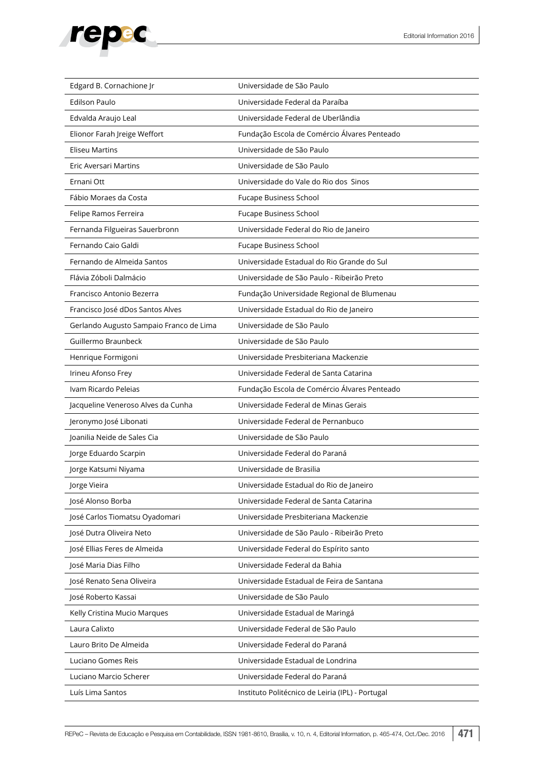| | |
|---|---|
| Edgard B. Cornachione Jr | Universidade de São Paulo |
| Edilson Paulo | Universidade Federal da Paraíba |
| Edvalda Araujo Leal | Universidade Federal de Uberlândia |
| Elionor Farah Jreige Weffort | Fundação Escola de Comércio Álvares Penteado |
| Eliseu Martins | Universidade de São Paulo |
| Eric Aversari Martins | Universidade de São Paulo |
| Ernani Ott | Universidade do Vale do Rio dos Sinos |
| Fábio Moraes da Costa | Fucape Business School |
| Felipe Ramos Ferreira | Fucape Business School |
| Fernanda Filgueiras Sauerbronn | Universidade Federal do Rio de Janeiro |
| Fernando Caio Galdi | Fucape Business School |
| Fernando de Almeida Santos | Universidade Estadual do Rio Grande do Sul |
| Flávia Zóboli Dalmácio | Universidade de São Paulo - Ribeirão Preto |
| Francisco Antonio Bezerra | Fundação Universidade Regional de Blumenau |
| Francisco José dDos Santos Alves | Universidade Estadual do Rio de Janeiro |
| Gerlando Augusto Sampaio Franco de Lima | Universidade de São Paulo |
| Guillermo Braunbeck | Universidade de São Paulo |
| Henrique Formigoni | Universidade Presbiteriana Mackenzie |
| Irineu Afonso Frey | Universidade Federal de Santa Catarina |
| Ivam Ricardo Peleias | Fundação Escola de Comércio Álvares Penteado |
| Jacqueline Veneroso Alves da Cunha | Universidade Federal de Minas Gerais |
| Jeronymo José Libonati | Universidade Federal de Pernanbuco |
| Joanilia Neide de Sales Cia | Universidade de São Paulo |
| Jorge Eduardo Scarpin | Universidade Federal do Paraná |
| Jorge Katsumi Niyama | Universidade de Brasilia |
| Jorge Vieira | Universidade Estadual do Rio de Janeiro |
| José Alonso Borba | Universidade Federal de Santa Catarina |
| José Carlos Tiomatsu Oyadomari | Universidade Presbiteriana Mackenzie |
| José Dutra Oliveira Neto | Universidade de São Paulo - Ribeirão Preto |
| José Ellias Feres de Almeida | Universidade Federal do Espírito santo |
| José Maria Dias Filho | Universidade Federal da Bahia |
| José Renato Sena Oliveira | Universidade Estadual de Feira de Santana |
| José Roberto Kassai | Universidade de São Paulo |
| Kelly Cristina Mucio Marques | Universidade Estadual de Maringá |
| Laura Calixto | Universidade Federal de São Paulo |
| Lauro Brito De Almeida | Universidade Federal do Paraná |
| Luciano Gomes Reis | Universidade Estadual de Londrina |
| Luciano Marcio Scherer | Universidade Federal do Paraná |
| Luís Lima Santos | Instituto Politécnico de Leiria (IPL) - Portugal |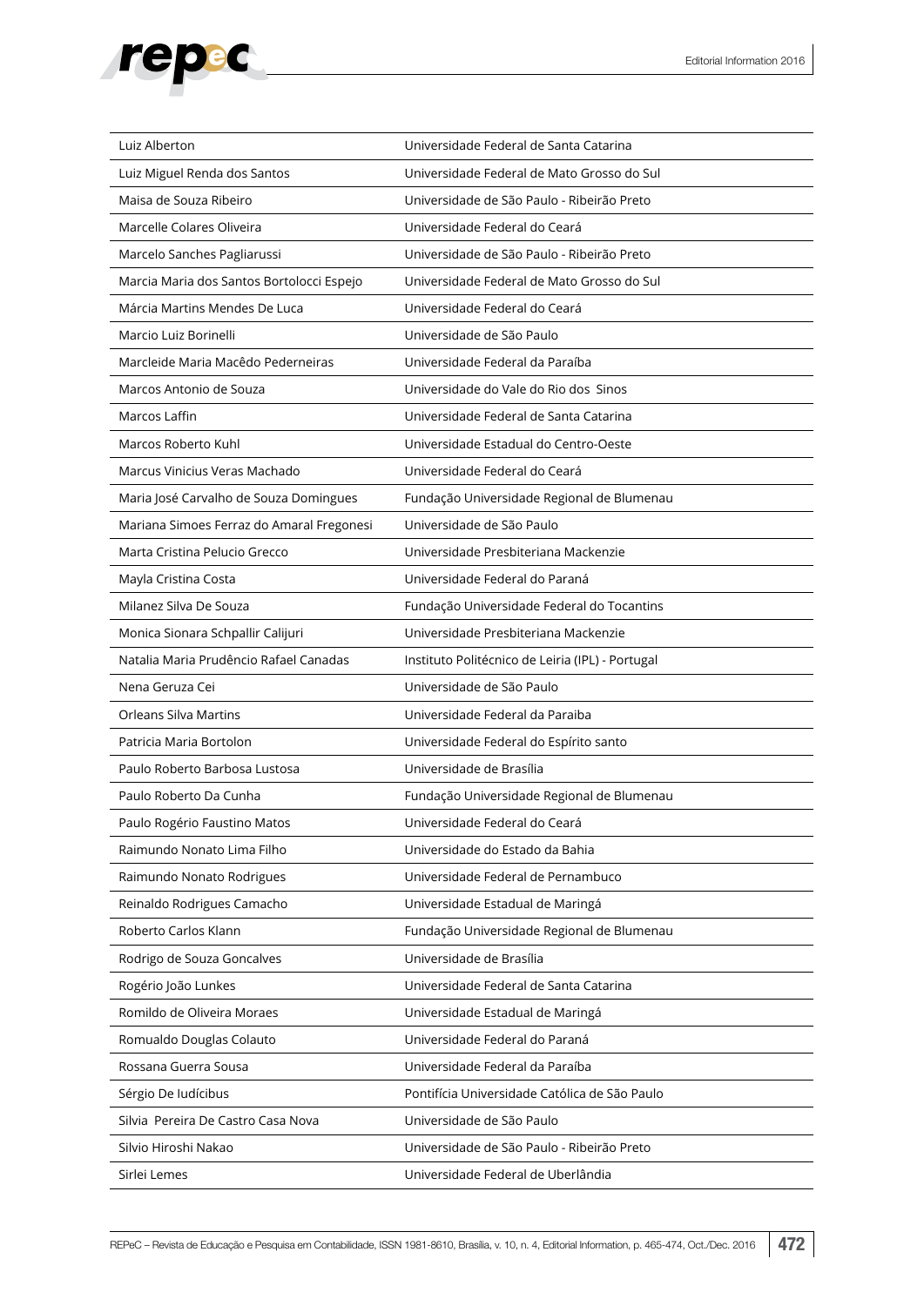| | |
|---|---|
| Luiz Alberton | Universidade Federal de Santa Catarina |
| Luiz Miguel Renda dos Santos | Universidade Federal de Mato Grosso do Sul |
| Maisa de Souza Ribeiro | Universidade de São Paulo - Ribeirão Preto |
| Marcelle Colares Oliveira | Universidade Federal do Ceará |
| Marcelo Sanches Pagliarussi | Universidade de São Paulo - Ribeirão Preto |
| Marcia Maria dos Santos Bortolocci Espejo | Universidade Federal de Mato Grosso do Sul |
| Márcia Martins Mendes De Luca | Universidade Federal do Ceará |
| Marcio Luiz Borinelli | Universidade de São Paulo |
| Marcleide Maria Macêdo Pederneiras | Universidade Federal da Paraíba |
| Marcos Antonio de Souza | Universidade do Vale do Rio dos Sinos |
| Marcos Laffin | Universidade Federal de Santa Catarina |
| Marcos Roberto Kuhl | Universidade Estadual do Centro-Oeste |
| Marcus Vinicius Veras Machado | Universidade Federal do Ceará |
| Maria José Carvalho de Souza Domingues | Fundação Universidade Regional de Blumenau |
| Mariana Simoes Ferraz do Amaral Fregonesi | Universidade de São Paulo |
| Marta Cristina Pelucio Grecco | Universidade Presbiteriana Mackenzie |
| Mayla Cristina Costa | Universidade Federal do Paraná |
| Milanez Silva De Souza | Fundação Universidade Federal do Tocantins |
| Monica Sionara Schpallir Calijuri | Universidade Presbiteriana Mackenzie |
| Natalia Maria Prudêncio Rafael Canadas | Instituto Politécnico de Leiria (IPL) - Portugal |
| Nena Geruza Cei | Universidade de São Paulo |
| Orleans Silva Martins | Universidade Federal da Paraiba |
| Patricia Maria Bortolon | Universidade Federal do Espírito santo |
| Paulo Roberto Barbosa Lustosa | Universidade de Brasília |
| Paulo Roberto Da Cunha | Fundação Universidade Regional de Blumenau |
| Paulo Rogério Faustino Matos | Universidade Federal do Ceará |
| Raimundo Nonato Lima Filho | Universidade do Estado da Bahia |
| Raimundo Nonato Rodrigues | Universidade Federal de Pernambuco |
| Reinaldo Rodrigues Camacho | Universidade Estadual de Maringá |
| Roberto Carlos Klann | Fundação Universidade Regional de Blumenau |
| Rodrigo de Souza Goncalves | Universidade de Brasília |
| Rogério João Lunkes | Universidade Federal de Santa Catarina |
| Romildo de Oliveira Moraes | Universidade Estadual de Maringá |
| Romualdo Douglas Colauto | Universidade Federal do Paraná |
| Rossana Guerra Sousa | Universidade Federal da Paraíba |
| Sérgio De Iudícibus | Pontifícia Universidade Católica de São Paulo |
| Silvia Pereira De Castro Casa Nova | Universidade de São Paulo |
| Silvio Hiroshi Nakao | Universidade de São Paulo - Ribeirão Preto |
| Sirlei Lemes | Universidade Federal de Uberlândia |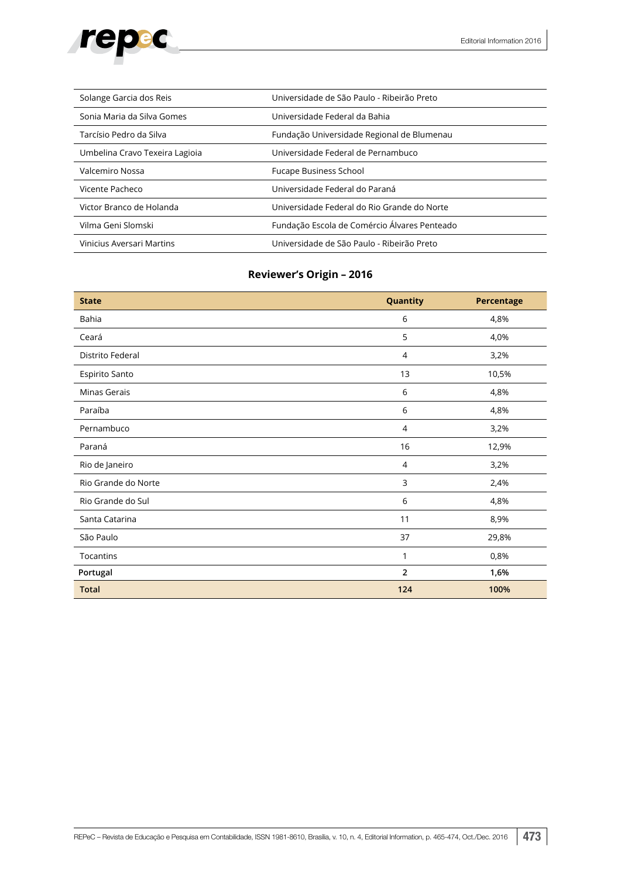| | |
|---|---|
| Solange Garcia dos Reis | Universidade de São Paulo - Ribeirão Preto |
| Sonia Maria da Silva Gomes | Universidade Federal da Bahia |
| Tarcísio Pedro da Silva | Fundação Universidade Regional de Blumenau |
| Umbelina Cravo Texeira Lagioia | Universidade Federal de Pernambuco |
| Valcemiro Nossa | Fucape Business School |
| Vicente Pacheco | Universidade Federal do Paraná |
| Victor Branco de Holanda | Universidade Federal do Rio Grande do Norte |
| Vilma Geni Slomski | Fundação Escola de Comércio Álvares Penteado |
| Vinicius Aversari Martins | Universidade de São Paulo - Ribeirão Preto |

### Reviewer's Origin – 2016

| State | Quantity | Percentage |
|---|---|---|
| Bahia | 6 | 4,8% |
| Ceará | 5 | 4,0% |
| Distrito Federal | 4 | 3,2% |
| Espirito Santo | 13 | 10,5% |
| Minas Gerais | 6 | 4,8% |
| Paraíba | 6 | 4,8% |
| Pernambuco | 4 | 3,2% |
| Paraná | 16 | 12,9% |
| Rio de Janeiro | 4 | 3,2% |
| Rio Grande do Norte | 3 | 2,4% |
| Rio Grande do Sul | 6 | 4,8% |
| Santa Catarina | 11 | 8,9% |
| São Paulo | 37 | 29,8% |
| Tocantins | 1 | 0,8% |
| **Portugal** | **2** | **1,6%** |
| **Total** | **124** | **100%** |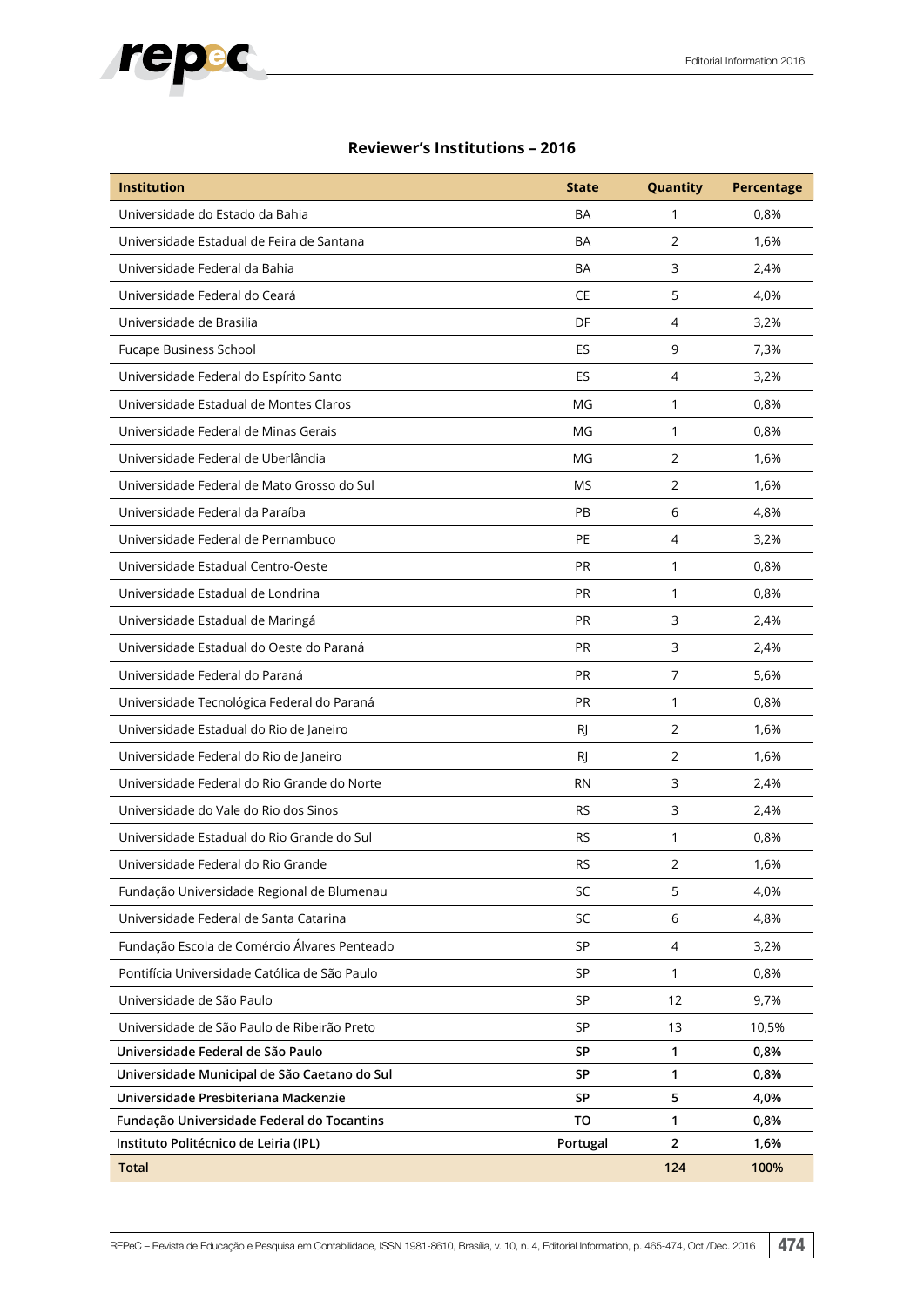## Reviewer's Institutions – 2016

| Institution | State | Quantity | Percentage |
|---|---|---|---|
| Universidade do Estado da Bahia | BA | 1 | 0,8% |
| Universidade Estadual de Feira de Santana | BA | 2 | 1,6% |
| Universidade Federal da Bahia | BA | 3 | 2,4% |
| Universidade Federal do Ceará | CE | 5 | 4,0% |
| Universidade de Brasilia | DF | 4 | 3,2% |
| Fucape Business School | ES | 9 | 7,3% |
| Universidade Federal do Espírito Santo | ES | 4 | 3,2% |
| Universidade Estadual de Montes Claros | MG | 1 | 0,8% |
| Universidade Federal de Minas Gerais | MG | 1 | 0,8% |
| Universidade Federal de Uberlândia | MG | 2 | 1,6% |
| Universidade Federal de Mato Grosso do Sul | MS | 2 | 1,6% |
| Universidade Federal da Paraíba | PB | 6 | 4,8% |
| Universidade Federal de Pernambuco | PE | 4 | 3,2% |
| Universidade Estadual Centro-Oeste | PR | 1 | 0,8% |
| Universidade Estadual de Londrina | PR | 1 | 0,8% |
| Universidade Estadual de Maringá | PR | 3 | 2,4% |
| Universidade Estadual do Oeste do Paraná | PR | 3 | 2,4% |
| Universidade Federal do Paraná | PR | 7 | 5,6% |
| Universidade Tecnológica Federal do Paraná | PR | 1 | 0,8% |
| Universidade Estadual do Rio de Janeiro | RJ | 2 | 1,6% |
| Universidade Federal do Rio de Janeiro | RJ | 2 | 1,6% |
| Universidade Federal do Rio Grande do Norte | RN | 3 | 2,4% |
| Universidade do Vale do Rio dos Sinos | RS | 3 | 2,4% |
| Universidade Estadual do Rio Grande do Sul | RS | 1 | 0,8% |
| Universidade Federal do Rio Grande | RS | 2 | 1,6% |
| Fundação Universidade Regional de Blumenau | SC | 5 | 4,0% |
| Universidade Federal de Santa Catarina | SC | 6 | 4,8% |
| Fundação Escola de Comércio Álvares Penteado | SP | 4 | 3,2% |
| Pontifícia Universidade Católica de São Paulo | SP | 1 | 0,8% |
| Universidade de São Paulo | SP | 12 | 9,7% |
| Universidade de São Paulo de Ribeirão Preto | SP | 13 | 10,5% |
| **Universidade Federal de São Paulo** | **SP** | **1** | **0,8%** |
| **Universidade Municipal de São Caetano do Sul** | **SP** | **1** | **0,8%** |
| **Universidade Presbiteriana Mackenzie** | **SP** | **5** | **4,0%** |
| **Fundação Universidade Federal do Tocantins** | **TO** | **1** | **0,8%** |
| **Instituto Politécnico de Leiria (IPL)** | **Portugal** | **2** | **1,6%** |
| **Total** | | **124** | **100%** |